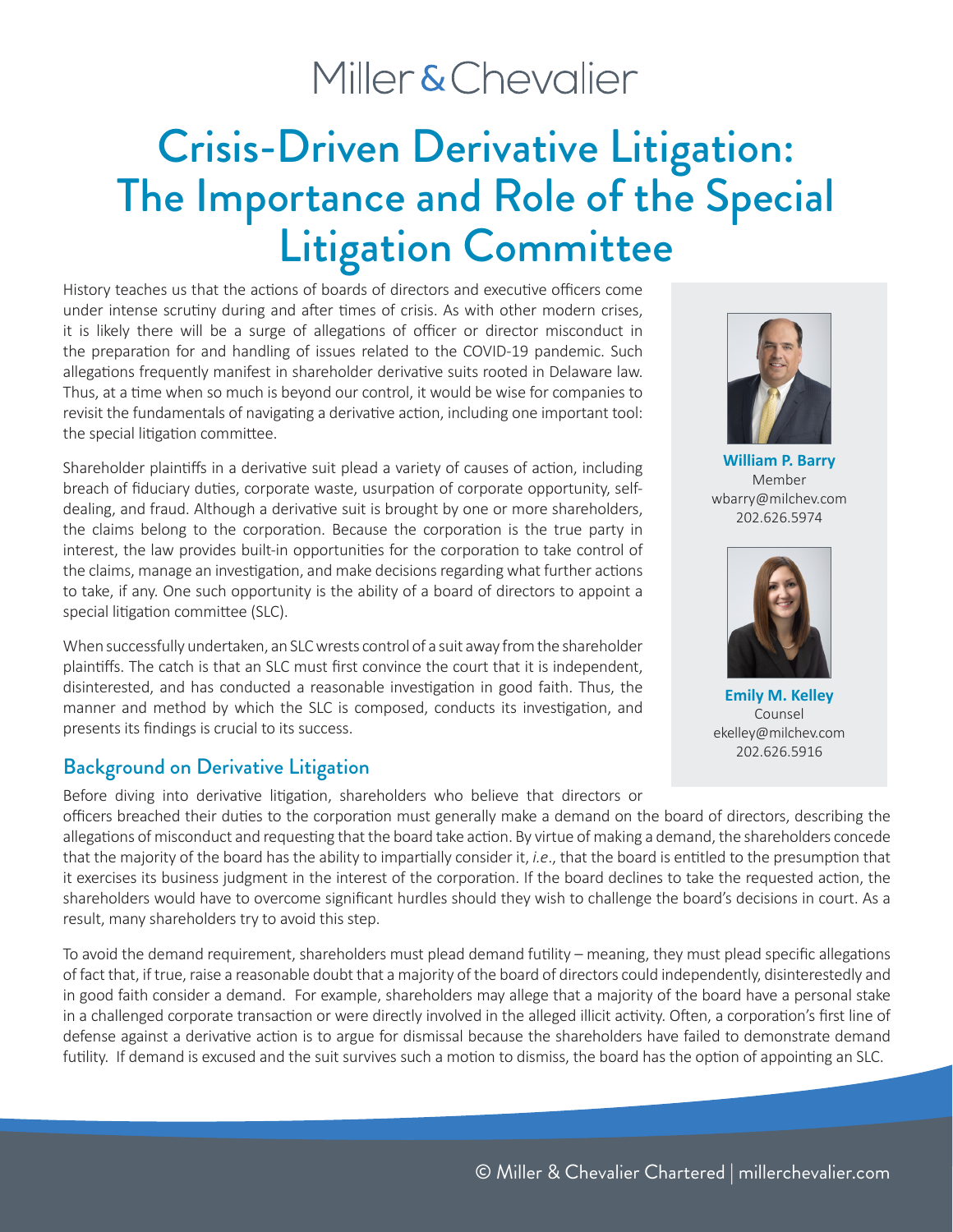Miller & Chevalier

# Crisis-Driven Derivative Litigation: The Importance and Role of the Special Litigation Committee

**William P. Barry**
Member
wbarry@milchev.com
202.626.5974

**Emily M. Kelley**
Counsel
ekelley@milchev.com
202.626.5916

History teaches us that the actions of boards of directors and executive officers come under intense scrutiny during and after times of crisis. As with other modern crises, it is likely there will be a surge of allegations of officer or director misconduct in the preparation for and handling of issues related to the COVID-19 pandemic. Such allegations frequently manifest in shareholder derivative suits rooted in Delaware law. Thus, at a time when so much is beyond our control, it would be wise for companies to revisit the fundamentals of navigating a derivative action, including one important tool: the special litigation committee.

Shareholder plaintiffs in a derivative suit plead a variety of causes of action, including breach of fiduciary duties, corporate waste, usurpation of corporate opportunity, self-dealing, and fraud. Although a derivative suit is brought by one or more shareholders, the claims belong to the corporation. Because the corporation is the true party in interest, the law provides built-in opportunities for the corporation to take control of the claims, manage an investigation, and make decisions regarding what further actions to take, if any. One such opportunity is the ability of a board of directors to appoint a special litigation committee (SLC).

When successfully undertaken, an SLC wrests control of a suit away from the shareholder plaintiffs. The catch is that an SLC must first convince the court that it is independent, disinterested, and has conducted a reasonable investigation in good faith. Thus, the manner and method by which the SLC is composed, conducts its investigation, and presents its findings is crucial to its success.

## Background on Derivative Litigation

Before diving into derivative litigation, shareholders who believe that directors or officers breached their duties to the corporation must generally make a demand on the board of directors, describing the allegations of misconduct and requesting that the board take action. By virtue of making a demand, the shareholders concede that the majority of the board has the ability to impartially consider it, *i.e*., that the board is entitled to the presumption that it exercises its business judgment in the interest of the corporation. If the board declines to take the requested action, the shareholders would have to overcome significant hurdles should they wish to challenge the board's decisions in court. As a result, many shareholders try to avoid this step.

To avoid the demand requirement, shareholders must plead demand futility – meaning, they must plead specific allegations of fact that, if true, raise a reasonable doubt that a majority of the board of directors could independently, disinterestedly and in good faith consider a demand. For example, shareholders may allege that a majority of the board have a personal stake in a challenged corporate transaction or were directly involved in the alleged illicit activity. Often, a corporation's first line of defense against a derivative action is to argue for dismissal because the shareholders have failed to demonstrate demand futility. If demand is excused and the suit survives such a motion to dismiss, the board has the option of appointing an SLC.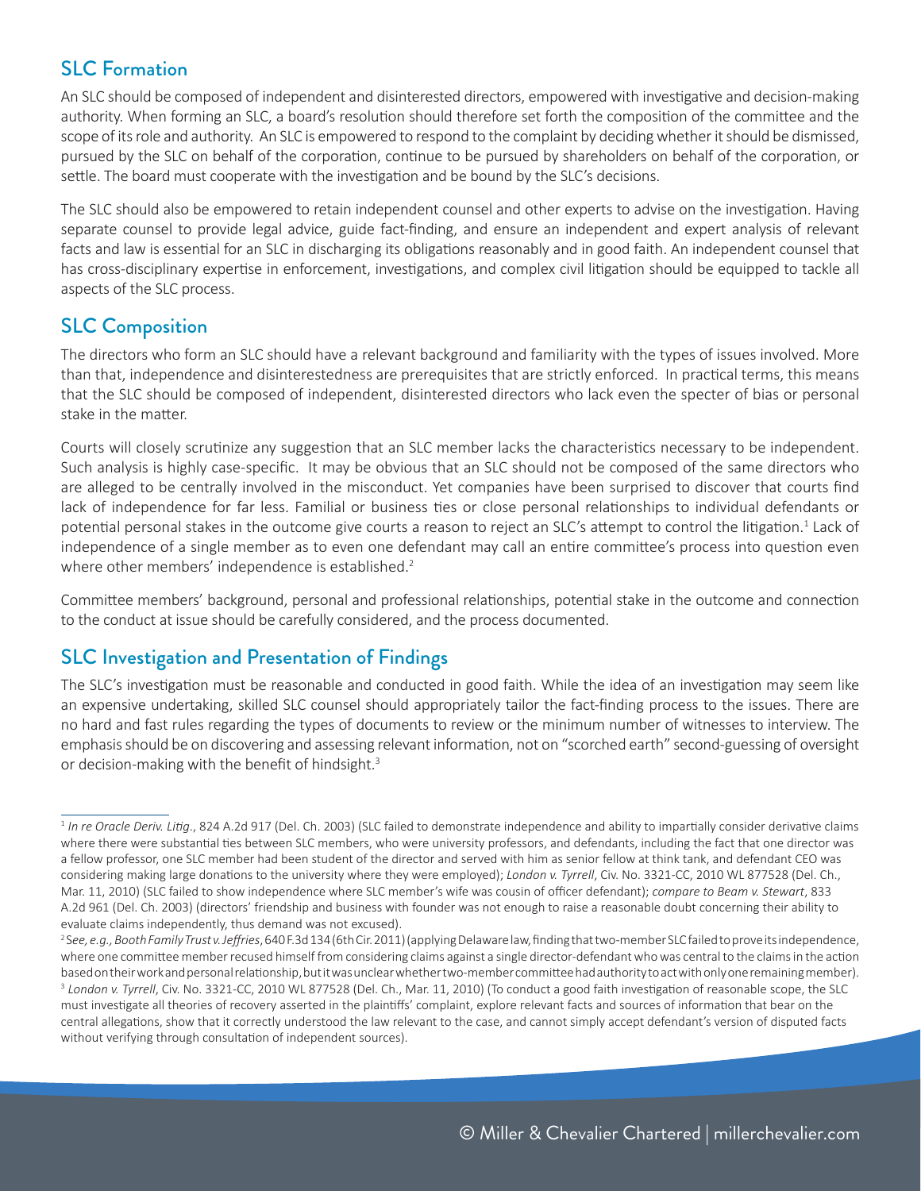## SLC Formation

An SLC should be composed of independent and disinterested directors, empowered with investigative and decision-making authority. When forming an SLC, a board's resolution should therefore set forth the composition of the committee and the scope of its role and authority. An SLC is empowered to respond to the complaint by deciding whether it should be dismissed, pursued by the SLC on behalf of the corporation, continue to be pursued by shareholders on behalf of the corporation, or settle. The board must cooperate with the investigation and be bound by the SLC's decisions.

The SLC should also be empowered to retain independent counsel and other experts to advise on the investigation. Having separate counsel to provide legal advice, guide fact-finding, and ensure an independent and expert analysis of relevant facts and law is essential for an SLC in discharging its obligations reasonably and in good faith. An independent counsel that has cross-disciplinary expertise in enforcement, investigations, and complex civil litigation should be equipped to tackle all aspects of the SLC process.

## SLC Composition

The directors who form an SLC should have a relevant background and familiarity with the types of issues involved. More than that, independence and disinterestedness are prerequisites that are strictly enforced. In practical terms, this means that the SLC should be composed of independent, disinterested directors who lack even the specter of bias or personal stake in the matter.

Courts will closely scrutinize any suggestion that an SLC member lacks the characteristics necessary to be independent. Such analysis is highly case-specific. It may be obvious that an SLC should not be composed of the same directors who are alleged to be centrally involved in the misconduct. Yet companies have been surprised to discover that courts find lack of independence for far less. Familial or business ties or close personal relationships to individual defendants or potential personal stakes in the outcome give courts a reason to reject an SLC's attempt to control the litigation.[1] Lack of independence of a single member as to even one defendant may call an entire committee's process into question even where other members' independence is established.[2]

Committee members' background, personal and professional relationships, potential stake in the outcome and connection to the conduct at issue should be carefully considered, and the process documented.

## SLC Investigation and Presentation of Findings

The SLC's investigation must be reasonable and conducted in good faith. While the idea of an investigation may seem like an expensive undertaking, skilled SLC counsel should appropriately tailor the fact-finding process to the issues. There are no hard and fast rules regarding the types of documents to review or the minimum number of witnesses to interview. The emphasis should be on discovering and assessing relevant information, not on "scorched earth" second-guessing of oversight or decision-making with the benefit of hindsight.[3]

---

[1] *In re Oracle Deriv. Litig*., 824 A.2d 917 (Del. Ch. 2003) (SLC failed to demonstrate independence and ability to impartially consider derivative claims where there were substantial ties between SLC members, who were university professors, and defendants, including the fact that one director was a fellow professor, one SLC member had been student of the director and served with him as senior fellow at think tank, and defendant CEO was considering making large donations to the university where they were employed); *London v. Tyrrell*, Civ. No. 3321-CC, 2010 WL 877528 (Del. Ch., Mar. 11, 2010) (SLC failed to show independence where SLC member's wife was cousin of officer defendant); *compare to Beam v. Stewart*, 833 A.2d 961 (Del. Ch. 2003) (directors' friendship and business with founder was not enough to raise a reasonable doubt concerning their ability to evaluate claims independently, thus demand was not excused).

[2] *See, e.g., Booth Family Trust v. Jeffries*, 640 F.3d 134 (6th Cir. 2011) (applying Delaware law, finding that two-member SLC failed to prove its independence, where one committee member recused himself from considering claims against a single director-defendant who was central to the claims in the action based on their work and personal relationship, but it was unclear whether two-member committee had authority to act with only one remaining member).

[3] *London v. Tyrrell*, Civ. No. 3321-CC, 2010 WL 877528 (Del. Ch., Mar. 11, 2010) (To conduct a good faith investigation of reasonable scope, the SLC must investigate all theories of recovery asserted in the plaintiffs' complaint, explore relevant facts and sources of information that bear on the central allegations, show that it correctly understood the law relevant to the case, and cannot simply accept defendant's version of disputed facts without verifying through consultation of independent sources).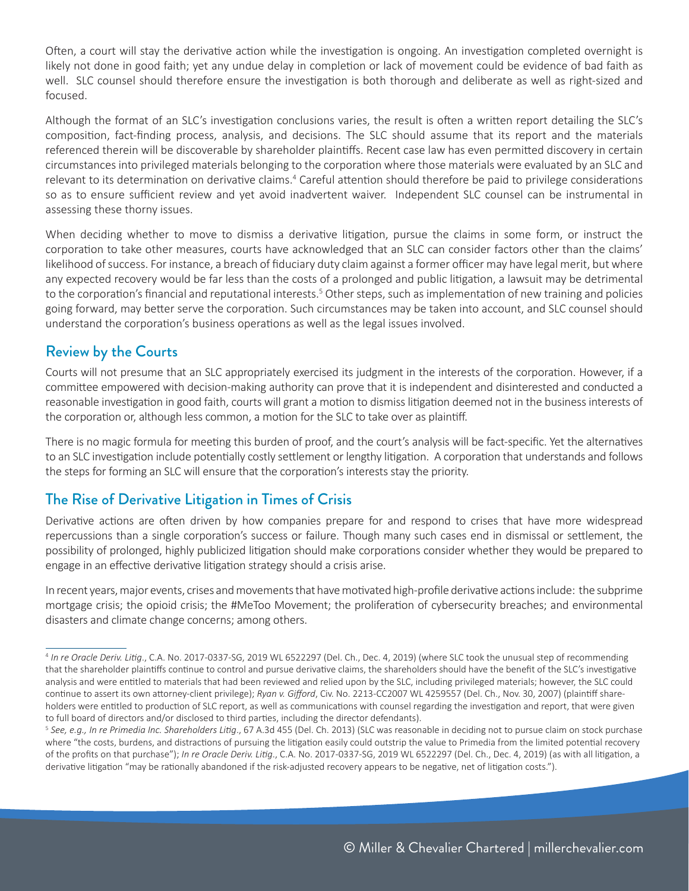Often, a court will stay the derivative action while the investigation is ongoing. An investigation completed overnight is likely not done in good faith; yet any undue delay in completion or lack of movement could be evidence of bad faith as well. SLC counsel should therefore ensure the investigation is both thorough and deliberate as well as right-sized and focused.

Although the format of an SLC's investigation conclusions varies, the result is often a written report detailing the SLC's composition, fact-finding process, analysis, and decisions. The SLC should assume that its report and the materials referenced therein will be discoverable by shareholder plaintiffs. Recent case law has even permitted discovery in certain circumstances into privileged materials belonging to the corporation where those materials were evaluated by an SLC and relevant to its determination on derivative claims.[4] Careful attention should therefore be paid to privilege considerations so as to ensure sufficient review and yet avoid inadvertent waiver. Independent SLC counsel can be instrumental in assessing these thorny issues.

When deciding whether to move to dismiss a derivative litigation, pursue the claims in some form, or instruct the corporation to take other measures, courts have acknowledged that an SLC can consider factors other than the claims' likelihood of success. For instance, a breach of fiduciary duty claim against a former officer may have legal merit, but where any expected recovery would be far less than the costs of a prolonged and public litigation, a lawsuit may be detrimental to the corporation's financial and reputational interests.[5] Other steps, such as implementation of new training and policies going forward, may better serve the corporation. Such circumstances may be taken into account, and SLC counsel should understand the corporation's business operations as well as the legal issues involved.

## Review by the Courts

Courts will not presume that an SLC appropriately exercised its judgment in the interests of the corporation. However, if a committee empowered with decision-making authority can prove that it is independent and disinterested and conducted a reasonable investigation in good faith, courts will grant a motion to dismiss litigation deemed not in the business interests of the corporation or, although less common, a motion for the SLC to take over as plaintiff.

There is no magic formula for meeting this burden of proof, and the court's analysis will be fact-specific. Yet the alternatives to an SLC investigation include potentially costly settlement or lengthy litigation. A corporation that understands and follows the steps for forming an SLC will ensure that the corporation's interests stay the priority.

## The Rise of Derivative Litigation in Times of Crisis

Derivative actions are often driven by how companies prepare for and respond to crises that have more widespread repercussions than a single corporation's success or failure. Though many such cases end in dismissal or settlement, the possibility of prolonged, highly publicized litigation should make corporations consider whether they would be prepared to engage in an effective derivative litigation strategy should a crisis arise.

In recent years, major events, crises and movements that have motivated high-profile derivative actions include: the subprime mortgage crisis; the opioid crisis; the #MeToo Movement; the proliferation of cybersecurity breaches; and environmental disasters and climate change concerns; among others.

---

[4] *In re Oracle Deriv. Litig*., C.A. No. 2017-0337-SG, 2019 WL 6522297 (Del. Ch., Dec. 4, 2019) (where SLC took the unusual step of recommending that the shareholder plaintiffs continue to control and pursue derivative claims, the shareholders should have the benefit of the SLC's investigative analysis and were entitled to materials that had been reviewed and relied upon by the SLC, including privileged materials; however, the SLC could continue to assert its own attorney-client privilege); *Ryan v. Gifford*, Civ. No. 2213-CC2007 WL 4259557 (Del. Ch., Nov. 30, 2007) (plaintiff shareholders were entitled to production of SLC report, as well as communications with counsel regarding the investigation and report, that were given to full board of directors and/or disclosed to third parties, including the director defendants).

[5] *See, e.g., In re Primedia Inc. Shareholders Litig*., 67 A.3d 455 (Del. Ch. 2013) (SLC was reasonable in deciding not to pursue claim on stock purchase where "the costs, burdens, and distractions of pursuing the litigation easily could outstrip the value to Primedia from the limited potential recovery of the profits on that purchase"); *In re Oracle Deriv. Litig*., C.A. No. 2017-0337-SG, 2019 WL 6522297 (Del. Ch., Dec. 4, 2019) (as with all litigation, a derivative litigation "may be rationally abandoned if the risk-adjusted recovery appears to be negative, net of litigation costs.").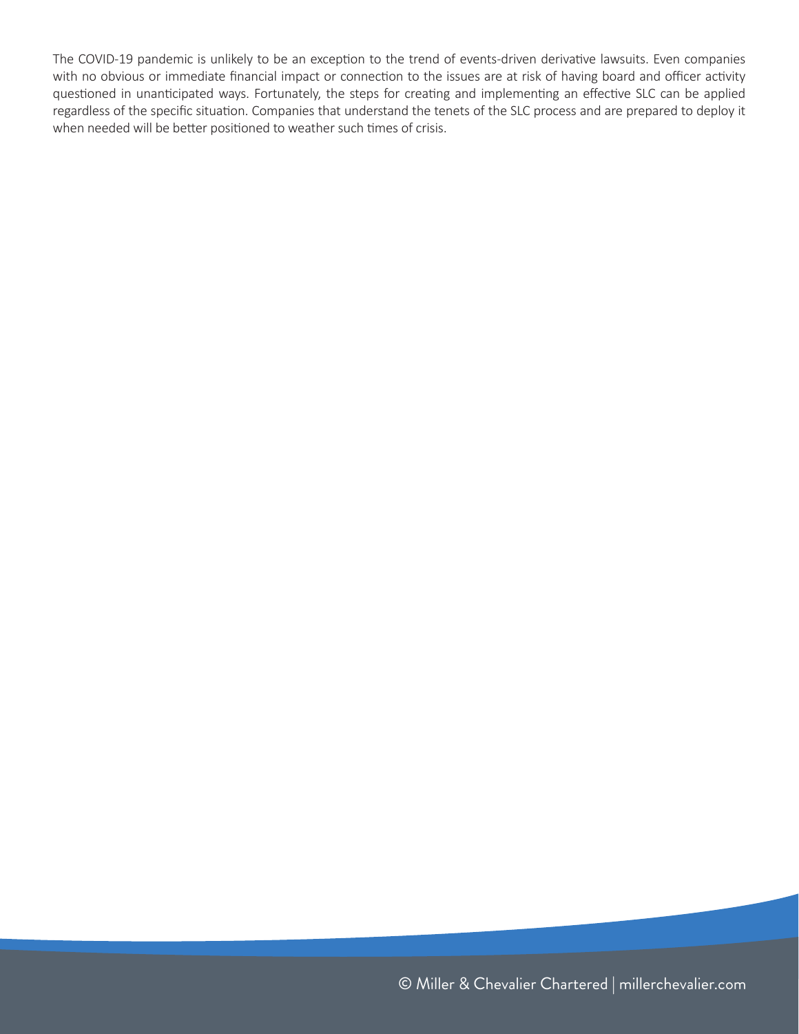The COVID-19 pandemic is unlikely to be an exception to the trend of events-driven derivative lawsuits. Even companies with no obvious or immediate financial impact or connection to the issues are at risk of having board and officer activity questioned in unanticipated ways. Fortunately, the steps for creating and implementing an effective SLC can be applied regardless of the specific situation. Companies that understand the tenets of the SLC process and are prepared to deploy it when needed will be better positioned to weather such times of crisis.